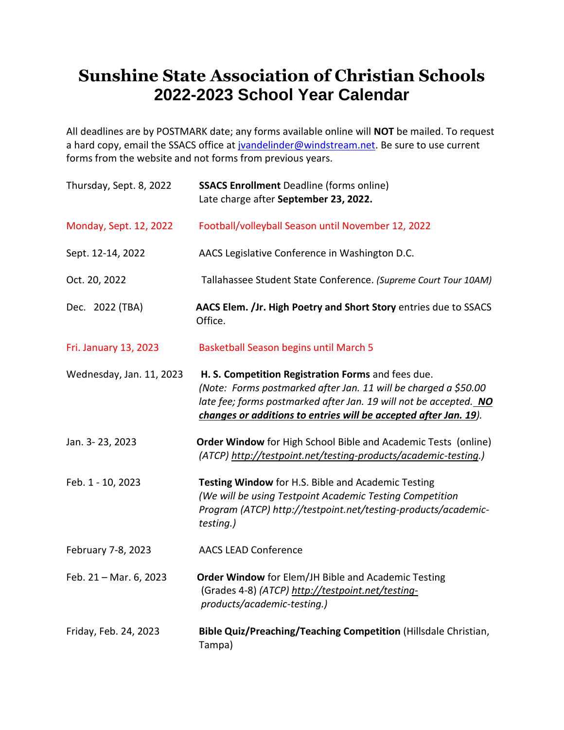# Sunshine State Association of Christian Schools
## 2022-2023 School Year Calendar

All deadlines are by POSTMARK date; any forms available online will **NOT** be mailed. To request a hard copy, email the SSACS office at jvandelinder@windstream.net. Be sure to use current forms from the website and not forms from previous years.

| | |
|---|---|
| Thursday, Sept. 8, 2022 | **SSACS Enrollment** Deadline (forms online)<br>Late charge after **September 23, 2022.** |
| Monday, Sept. 12, 2022 | Football/volleyball Season until November 12, 2022 |
| Sept. 12-14, 2022 | AACS Legislative Conference in Washington D.C. |
| Oct. 20, 2022 | Tallahassee Student State Conference. *(Supreme Court Tour 10AM)* |
| Dec. 2022 (TBA) | **AACS Elem. /Jr. High Poetry and Short Story** entries due to SSACS Office. |
| Fri. January 13, 2023 | Basketball Season begins until March 5 |
| Wednesday, Jan. 11, 2023 | **H. S. Competition Registration Forms** and fees due.<br>*(Note: Forms postmarked after Jan. 11 will be charged a $50.00 late fee; forms postmarked after Jan. 19 will not be accepted. **NO changes or additions to entries will be accepted after Jan. 19**).* |
| Jan. 3- 23, 2023 | **Order Window** for High School Bible and Academic Tests (online)<br>*(ATCP) http://testpoint.net/testing-products/academic-testing.)* |
| Feb. 1 - 10, 2023 | **Testing Window** for H.S. Bible and Academic Testing<br>*(We will be using Testpoint Academic Testing Competition Program (ATCP) http://testpoint.net/testing-products/academic-testing.)* |
| February 7-8, 2023 | AACS LEAD Conference |
| Feb. 21 – Mar. 6, 2023 | **Order Window** for Elem/JH Bible and Academic Testing<br>(Grades 4-8) *(ATCP) http://testpoint.net/testing-products/academic-testing.)* |
| Friday, Feb. 24, 2023 | **Bible Quiz/Preaching/Teaching Competition** (Hillsdale Christian, Tampa) |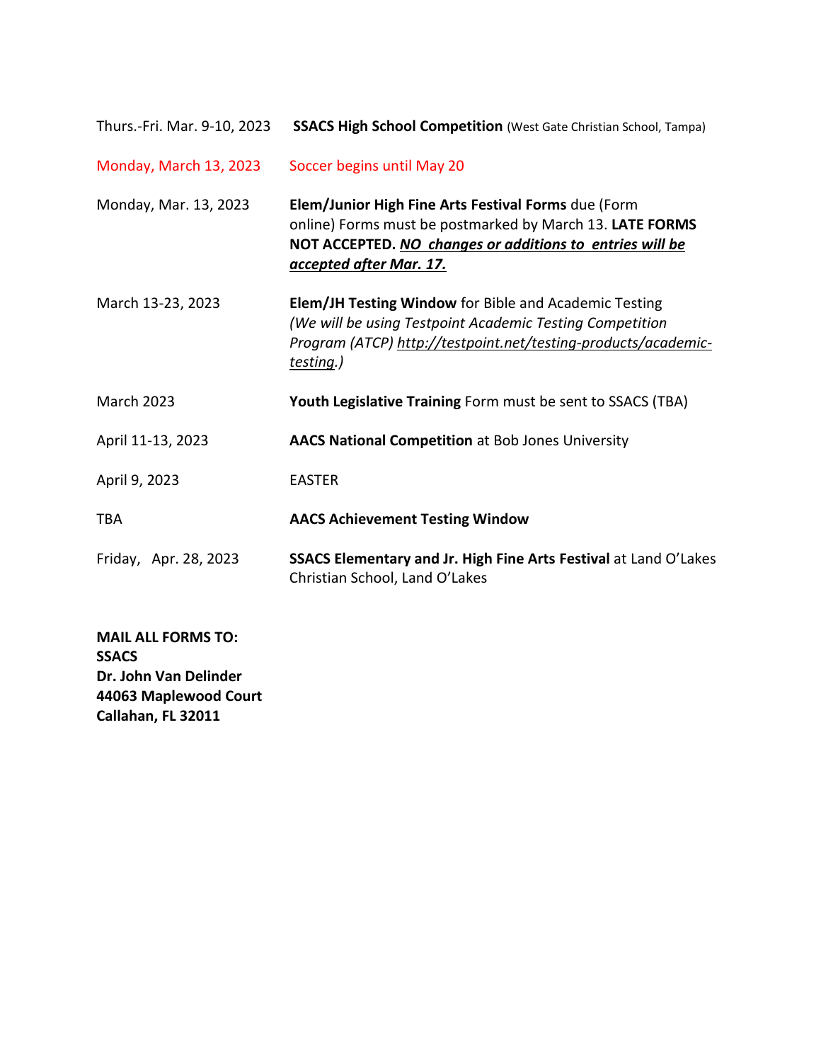| | |
|---|---|
| Thurs.-Fri. Mar. 9-10, 2023 | **SSACS High School Competition** (West Gate Christian School, Tampa) |
| Monday, March 13, 2023 | Soccer begins until May 20 |
| Monday, Mar. 13, 2023 | **Elem/Junior High Fine Arts Festival Forms** due (Form online) Forms must be postmarked by March 13. **LATE FORMS NOT ACCEPTED.** ***NO changes or additions to entries will be accepted after Mar. 17.*** |
| March 13-23, 2023 | **Elem/JH Testing Window** for Bible and Academic Testing *(We will be using Testpoint Academic Testing Competition Program (ATCP) http://testpoint.net/testing-products/academic-testing.)* |
| March 2023 | **Youth Legislative Training** Form must be sent to SSACS (TBA) |
| April 11-13, 2023 | **AACS National Competition** at Bob Jones University |
| April 9, 2023 | EASTER |
| TBA | **AACS Achievement Testing Window** |
| Friday, Apr. 28, 2023 | **SSACS Elementary and Jr. High Fine Arts Festival** at Land O'Lakes Christian School, Land O'Lakes |

**MAIL ALL FORMS TO:**
**SSACS**
**Dr. John Van Delinder**
**44063 Maplewood Court**
**Callahan, FL 32011**